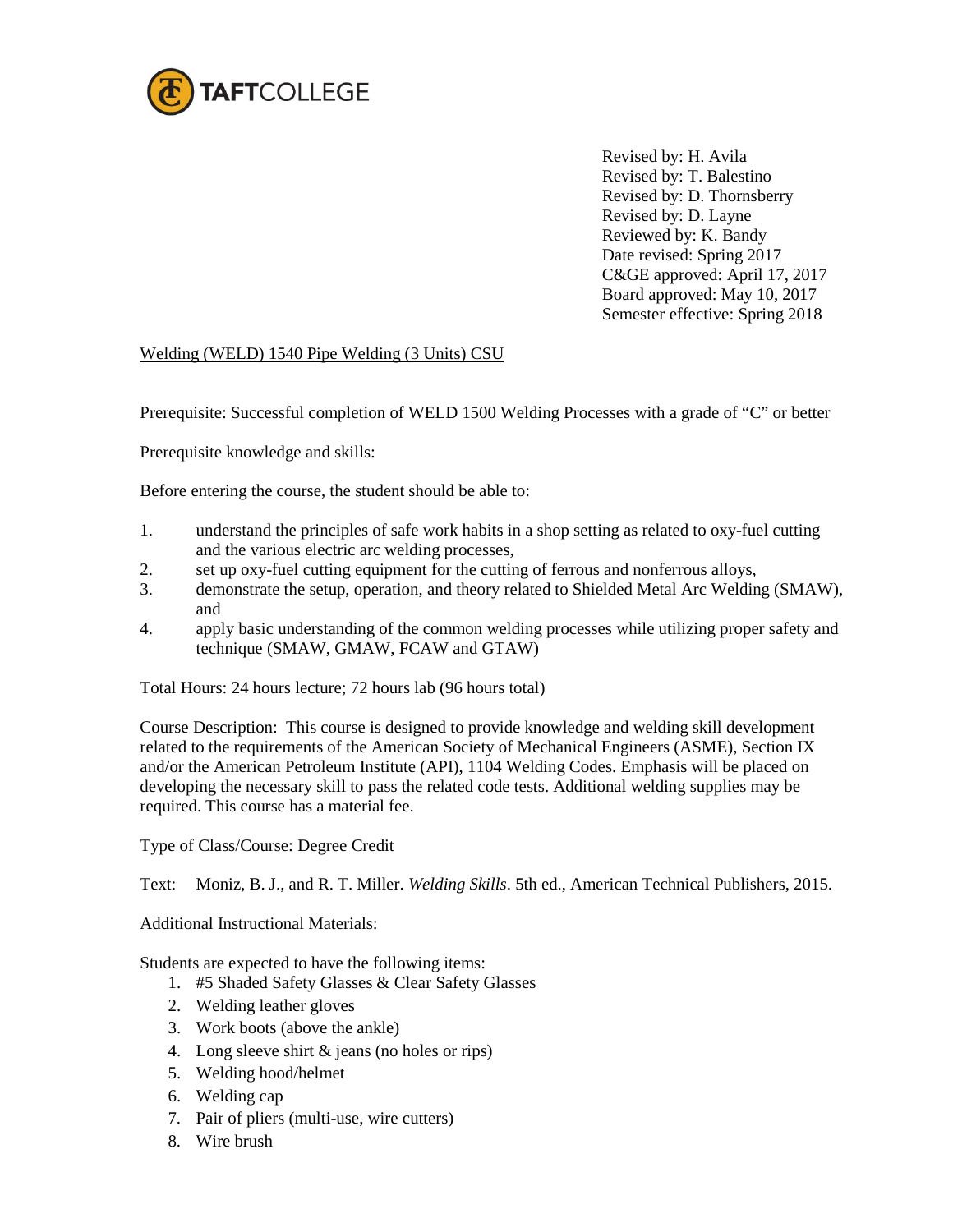TAFTCOLLEGE

Revised by: H. Avila
Revised by: T. Balestino
Revised by: D. Thornsberry
Revised by: D. Layne
Reviewed by: K. Bandy
Date revised: Spring 2017
C&GE approved: April 17, 2017
Board approved: May 10, 2017
Semester effective: Spring 2018

Welding (WELD) 1540 Pipe Welding (3 Units) CSU

Prerequisite: Successful completion of WELD 1500 Welding Processes with a grade of "C" or better

Prerequisite knowledge and skills:

Before entering the course, the student should be able to:

1. understand the principles of safe work habits in a shop setting as related to oxy-fuel cutting and the various electric arc welding processes,
2. set up oxy-fuel cutting equipment for the cutting of ferrous and nonferrous alloys,
3. demonstrate the setup, operation, and theory related to Shielded Metal Arc Welding (SMAW), and
4. apply basic understanding of the common welding processes while utilizing proper safety and technique (SMAW, GMAW, FCAW and GTAW)

Total Hours: 24 hours lecture; 72 hours lab (96 hours total)

Course Description: This course is designed to provide knowledge and welding skill development related to the requirements of the American Society of Mechanical Engineers (ASME), Section IX and/or the American Petroleum Institute (API), 1104 Welding Codes. Emphasis will be placed on developing the necessary skill to pass the related code tests. Additional welding supplies may be required. This course has a material fee.

Type of Class/Course: Degree Credit

Text: Moniz, B. J., and R. T. Miller. *Welding Skills*. 5th ed., American Technical Publishers, 2015.

Additional Instructional Materials:

Students are expected to have the following items:

1. #5 Shaded Safety Glasses & Clear Safety Glasses
2. Welding leather gloves
3. Work boots (above the ankle)
4. Long sleeve shirt & jeans (no holes or rips)
5. Welding hood/helmet
6. Welding cap
7. Pair of pliers (multi-use, wire cutters)
8. Wire brush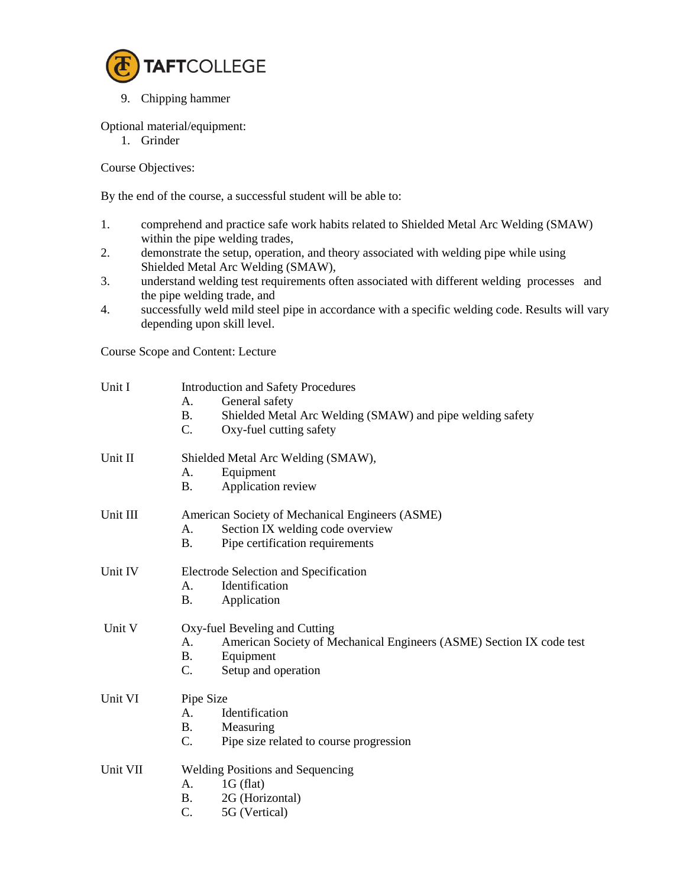9. Chipping hammer

Optional material/equipment:

1. Grinder

Course Objectives:

By the end of the course, a successful student will be able to:

1. comprehend and practice safe work habits related to Shielded Metal Arc Welding (SMAW) within the pipe welding trades,
2. demonstrate the setup, operation, and theory associated with welding pipe while using Shielded Metal Arc Welding (SMAW),
3. understand welding test requirements often associated with different welding processes and the pipe welding trade, and
4. successfully weld mild steel pipe in accordance with a specific welding code. Results will vary depending upon skill level.

Course Scope and Content: Lecture

Unit I Introduction and Safety Procedures
- A. General safety
- B. Shielded Metal Arc Welding (SMAW) and pipe welding safety
- C. Oxy-fuel cutting safety

Unit II Shielded Metal Arc Welding (SMAW),
- A. Equipment
- B. Application review

Unit III American Society of Mechanical Engineers (ASME)
- A. Section IX welding code overview
- B. Pipe certification requirements

Unit IV Electrode Selection and Specification
- A. Identification
- B. Application

Unit V Oxy-fuel Beveling and Cutting
- A. American Society of Mechanical Engineers (ASME) Section IX code test
- B. Equipment
- C. Setup and operation

Unit VI Pipe Size
- A. Identification
- B. Measuring
- C. Pipe size related to course progression

Unit VII Welding Positions and Sequencing
- A. 1G (flat)
- B. 2G (Horizontal)
- C. 5G (Vertical)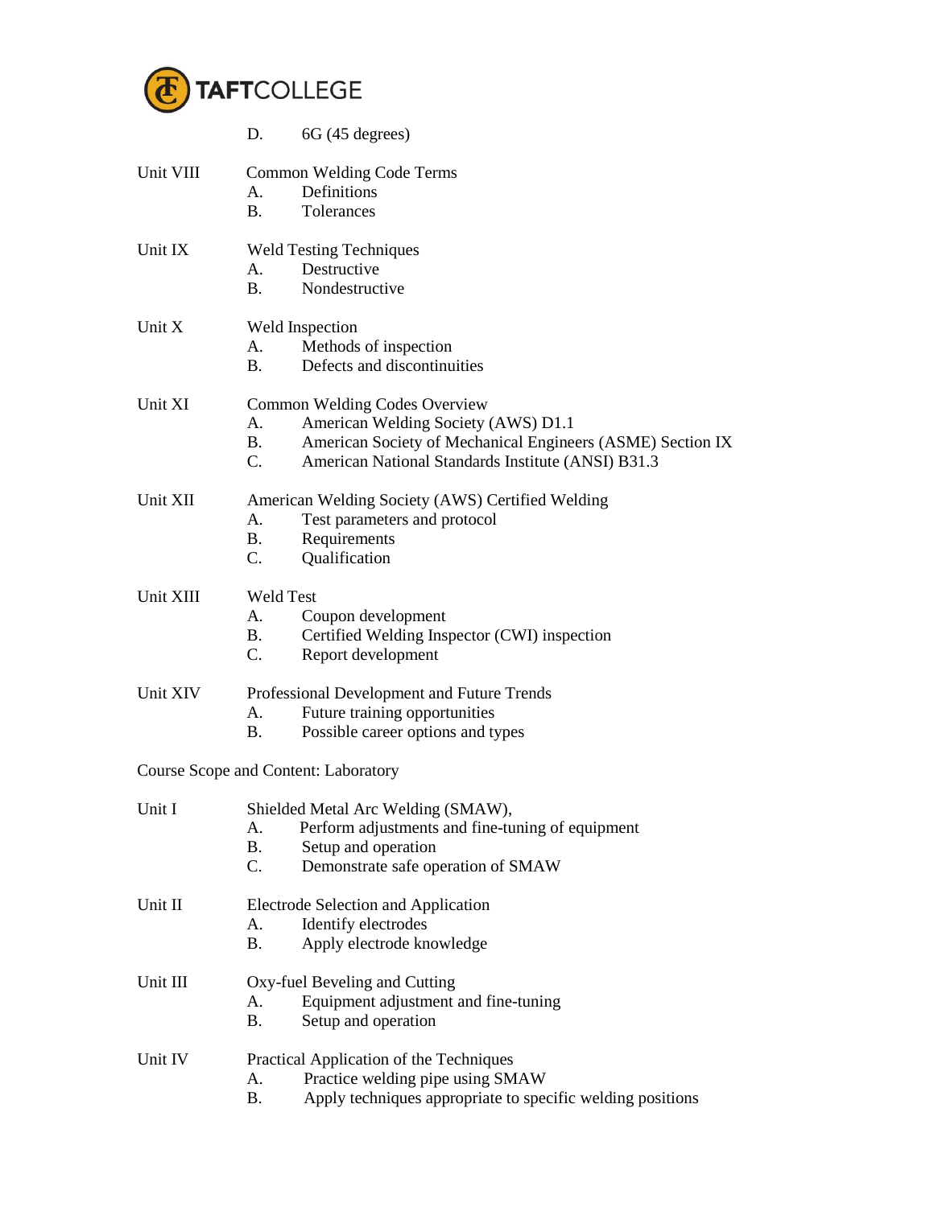D. 6G (45 degrees)

Unit VIII — Common Welding Code Terms
- A. Definitions
- B. Tolerances

Unit IX — Weld Testing Techniques
- A. Destructive
- B. Nondestructive

Unit X — Weld Inspection
- A. Methods of inspection
- B. Defects and discontinuities

Unit XI — Common Welding Codes Overview
- A. American Welding Society (AWS) D1.1
- B. American Society of Mechanical Engineers (ASME) Section IX
- C. American National Standards Institute (ANSI) B31.3

Unit XII — American Welding Society (AWS) Certified Welding
- A. Test parameters and protocol
- B. Requirements
- C. Qualification

Unit XIII — Weld Test
- A. Coupon development
- B. Certified Welding Inspector (CWI) inspection
- C. Report development

Unit XIV — Professional Development and Future Trends
- A. Future training opportunities
- B. Possible career options and types

Course Scope and Content: Laboratory

Unit I — Shielded Metal Arc Welding (SMAW),
- A. Perform adjustments and fine-tuning of equipment
- B. Setup and operation
- C. Demonstrate safe operation of SMAW

Unit II — Electrode Selection and Application
- A. Identify electrodes
- B. Apply electrode knowledge

Unit III — Oxy-fuel Beveling and Cutting
- A. Equipment adjustment and fine-tuning
- B. Setup and operation

Unit IV — Practical Application of the Techniques
- A. Practice welding pipe using SMAW
- B. Apply techniques appropriate to specific welding positions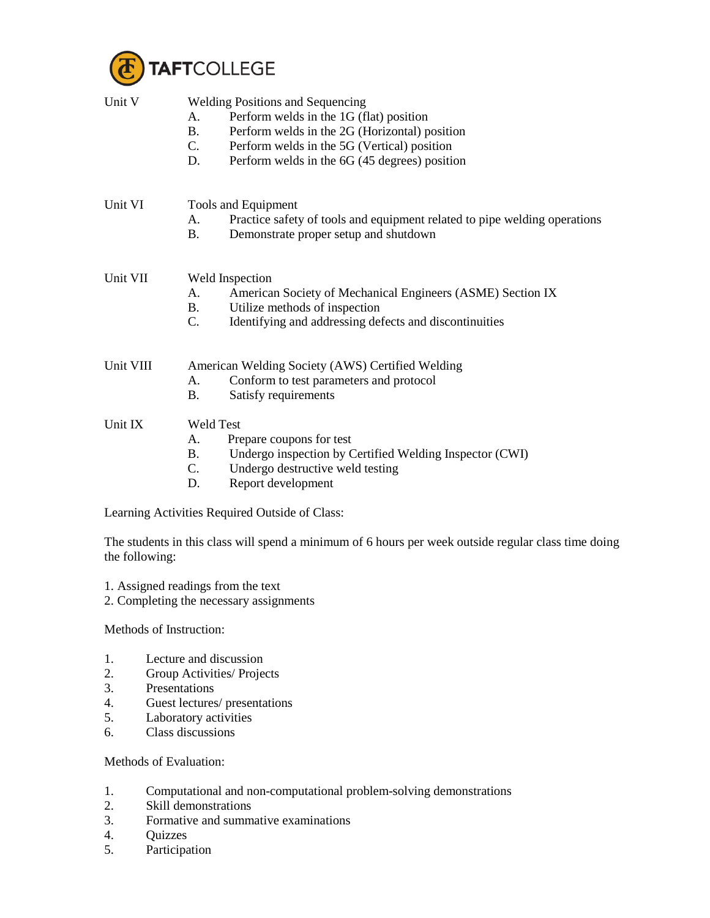Unit V Welding Positions and Sequencing
- A. Perform welds in the 1G (flat) position
- B. Perform welds in the 2G (Horizontal) position
- C. Perform welds in the 5G (Vertical) position
- D. Perform welds in the 6G (45 degrees) position

Unit VI Tools and Equipment
- A. Practice safety of tools and equipment related to pipe welding operations
- B. Demonstrate proper setup and shutdown

Unit VII Weld Inspection
- A. American Society of Mechanical Engineers (ASME) Section IX
- B. Utilize methods of inspection
- C. Identifying and addressing defects and discontinuities

Unit VIII American Welding Society (AWS) Certified Welding
- A. Conform to test parameters and protocol
- B. Satisfy requirements

Unit IX Weld Test
- A. Prepare coupons for test
- B. Undergo inspection by Certified Welding Inspector (CWI)
- C. Undergo destructive weld testing
- D. Report development

Learning Activities Required Outside of Class:

The students in this class will spend a minimum of 6 hours per week outside regular class time doing the following:

1. Assigned readings from the text
2. Completing the necessary assignments

Methods of Instruction:

1. Lecture and discussion
2. Group Activities/ Projects
3. Presentations
4. Guest lectures/ presentations
5. Laboratory activities
6. Class discussions

Methods of Evaluation:

1. Computational and non-computational problem-solving demonstrations
2. Skill demonstrations
3. Formative and summative examinations
4. Quizzes
5. Participation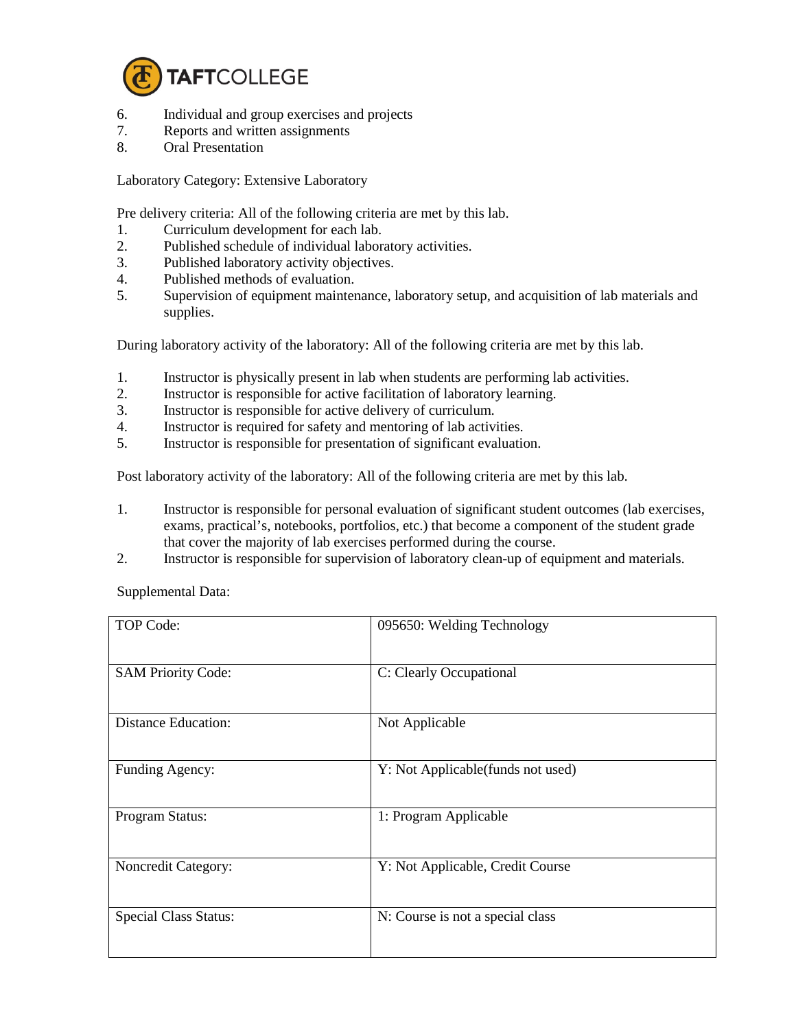6. Individual and group exercises and projects
7. Reports and written assignments
8. Oral Presentation

Laboratory Category: Extensive Laboratory

Pre delivery criteria: All of the following criteria are met by this lab.

1. Curriculum development for each lab.
2. Published schedule of individual laboratory activities.
3. Published laboratory activity objectives.
4. Published methods of evaluation.
5. Supervision of equipment maintenance, laboratory setup, and acquisition of lab materials and supplies.

During laboratory activity of the laboratory: All of the following criteria are met by this lab.

1. Instructor is physically present in lab when students are performing lab activities.
2. Instructor is responsible for active facilitation of laboratory learning.
3. Instructor is responsible for active delivery of curriculum.
4. Instructor is required for safety and mentoring of lab activities.
5. Instructor is responsible for presentation of significant evaluation.

Post laboratory activity of the laboratory: All of the following criteria are met by this lab.

1. Instructor is responsible for personal evaluation of significant student outcomes (lab exercises, exams, practical's, notebooks, portfolios, etc.) that become a component of the student grade that cover the majority of lab exercises performed during the course.
2. Instructor is responsible for supervision of laboratory clean-up of equipment and materials.

Supplemental Data:

| | |
|---|---|
| TOP Code: | 095650: Welding Technology |
| SAM Priority Code: | C: Clearly Occupational |
| Distance Education: | Not Applicable |
| Funding Agency: | Y: Not Applicable(funds not used) |
| Program Status: | 1: Program Applicable |
| Noncredit Category: | Y: Not Applicable, Credit Course |
| Special Class Status: | N: Course is not a special class |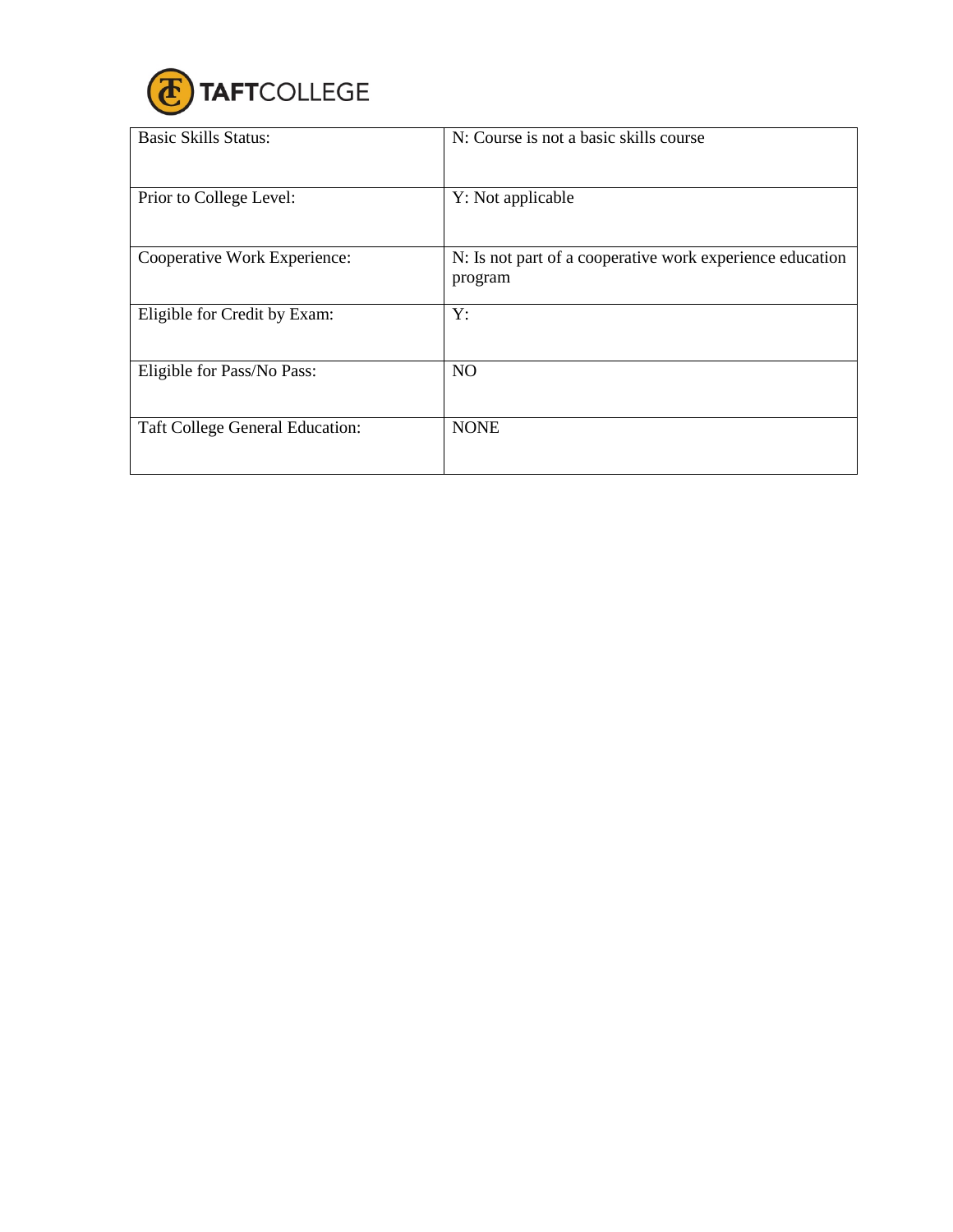| | |
|---|---|
| Basic Skills Status: | N: Course is not a basic skills course |
| Prior to College Level: | Y: Not applicable |
| Cooperative Work Experience: | N: Is not part of a cooperative work experience education program |
| Eligible for Credit by Exam: | Y: |
| Eligible for Pass/No Pass: | NO |
| Taft College General Education: | NONE |